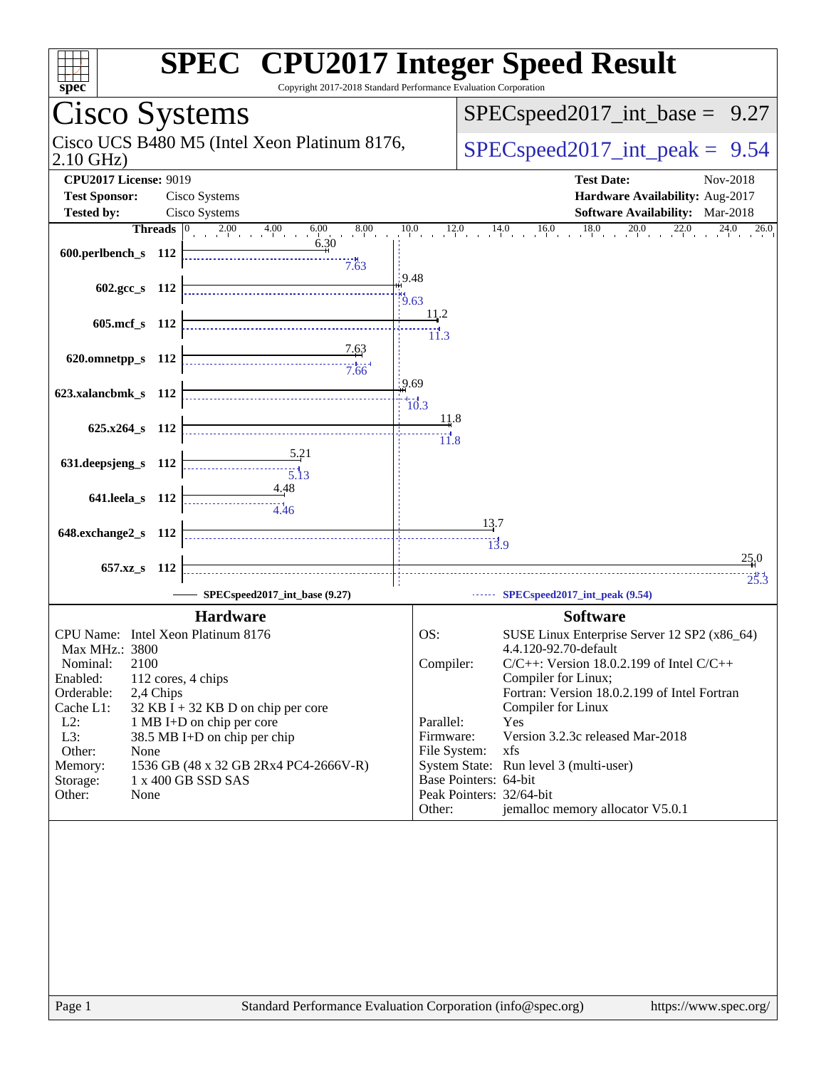# SPEC® CPU2017 Integer Speed Result

Copyright 2017-2018 Standard Performance Evaluation Corporation

## Cisco Systems

Cisco UCS B480 M5 (Intel Xeon Platinum 8176, 2.10 GHz)

SPECspeed2017_int_base = 9.27

SPECspeed2017_int_peak = 9.54

**CPU2017 License:** 9019
**Test Sponsor:** Cisco Systems
**Tested by:** Cisco Systems

**Test Date:** Nov-2018
**Hardware Availability:** Aug-2017
**Software Availability:** Mar-2018

| Benchmark | Threads | Base | Peak |
|---|---|---|---|
| 600.perlbench_s | 112 | 6.30 | 7.63 |
| 602.gcc_s | 112 | 9.48 | 9.63 |
| 605.mcf_s | 112 | 11.2 | 11.3 |
| 620.omnetpp_s | 112 | 7.63 | 7.66 |
| 623.xalancbmk_s | 112 | 9.69 | 10.3 |
| 625.x264_s | 112 | 11.8 | 11.8 |
| 631.deepsjeng_s | 112 | 5.21 | 5.13 |
| 641.leela_s | 112 | 4.48 | 4.46 |
| 648.exchange2_s | 112 | 13.7 | 13.9 |
| 657.xz_s | 112 | 25.0 | 25.3 |

SPECspeed2017_int_base (9.27) — SPECspeed2017_int_peak (9.54)

### Hardware

- CPU Name: Intel Xeon Platinum 8176
- Max MHz.: 3800
- Nominal: 2100
- Enabled: 112 cores, 4 chips
- Orderable: 2,4 Chips
- Cache L1: 32 KB I + 32 KB D on chip per core
- L2: 1 MB I+D on chip per core
- L3: 38.5 MB I+D on chip per chip
- Other: None
- Memory: 1536 GB (48 x 32 GB 2Rx4 PC4-2666V-R)
- Storage: 1 x 400 GB SSD SAS
- Other: None

### Software

- OS: SUSE Linux Enterprise Server 12 SP2 (x86_64) 4.4.120-92.70-default
- Compiler: C/C++: Version 18.0.2.199 of Intel C/C++ Compiler for Linux; Fortran: Version 18.0.2.199 of Intel Fortran Compiler for Linux
- Parallel: Yes
- Firmware: Version 3.2.3c released Mar-2018
- File System: xfs
- System State: Run level 3 (multi-user)
- Base Pointers: 64-bit
- Peak Pointers: 32/64-bit
- Other: jemalloc memory allocator V5.0.1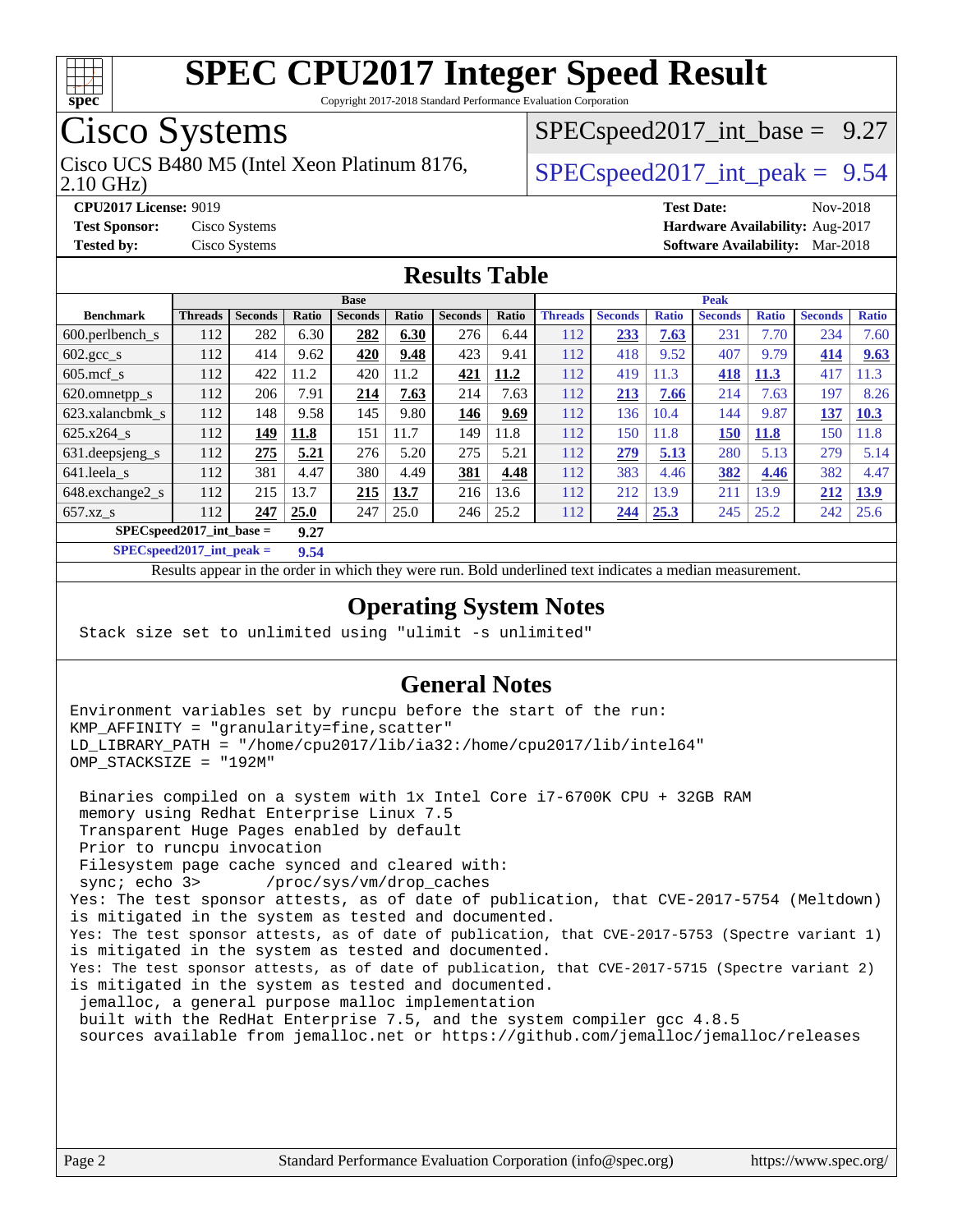# SPEC CPU2017 Integer Speed Result

Copyright 2017-2018 Standard Performance Evaluation Corporation

# Cisco Systems

Cisco UCS B480 M5 (Intel Xeon Platinum 8176, 2.10 GHz)

SPECspeed2017_int_base = 9.27

SPECspeed2017_int_peak = 9.54

**CPU2017 License:** 9019
**Test Sponsor:** Cisco Systems
**Tested by:** Cisco Systems
**Test Date:** Nov-2018
**Hardware Availability:** Aug-2017
**Software Availability:** Mar-2018

## Results Table

| | Base | | | | | | | Peak | | | | | | |
|---|---|---|---|---|---|---|---|---|---|---|---|---|---|---|
| **Benchmark** | **Threads** | **Seconds** | **Ratio** | **Seconds** | **Ratio** | **Seconds** | **Ratio** | **Threads** | **Seconds** | **Ratio** | **Seconds** | **Ratio** | **Seconds** | **Ratio** |
| 600.perlbench_s | 112 | 282 | 6.30 | **282** | **6.30** | 276 | 6.44 | 112 | **233** | **7.63** | 231 | 7.70 | 234 | 7.60 |
| 602.gcc_s | 112 | 414 | 9.62 | **420** | **9.48** | 423 | 9.41 | 112 | 418 | 9.52 | 407 | 9.79 | **414** | **9.63** |
| 605.mcf_s | 112 | 422 | 11.2 | 420 | 11.2 | **421** | **11.2** | 112 | 419 | 11.3 | **418** | **11.3** | 417 | 11.3 |
| 620.omnetpp_s | 112 | 206 | 7.91 | **214** | **7.63** | 214 | 7.63 | 112 | **213** | **7.66** | 214 | 7.63 | 197 | 8.26 |
| 623.xalancbmk_s | 112 | 148 | 9.58 | 145 | 9.80 | **146** | **9.69** | 112 | 136 | 10.4 | 144 | 9.87 | **137** | **10.3** |
| 625.x264_s | 112 | **149** | **11.8** | 151 | 11.7 | 149 | 11.8 | 112 | 150 | 11.8 | **150** | **11.8** | 150 | 11.8 |
| 631.deepsjeng_s | 112 | **275** | **5.21** | 276 | 5.20 | 275 | 5.21 | 112 | **279** | **5.13** | 280 | 5.13 | 279 | 5.14 |
| 641.leela_s | 112 | 381 | 4.47 | 380 | 4.49 | **381** | **4.48** | 112 | 383 | 4.46 | **382** | **4.46** | 382 | 4.47 |
| 648.exchange2_s | 112 | 215 | 13.7 | **215** | **13.7** | 216 | 13.6 | 112 | 212 | 13.9 | 211 | 13.9 | **212** | **13.9** |
| 657.xz_s | 112 | **247** | **25.0** | 247 | 25.0 | 246 | 25.2 | 112 | **244** | **25.3** | 245 | 25.2 | 242 | 25.6 |

**SPECspeed2017_int_base =** **9.27**

**SPECspeed2017_int_peak =** **9.54**

Results appear in the order in which they were run. Bold underlined text indicates a median measurement.

## Operating System Notes

```
Stack size set to unlimited using "ulimit -s unlimited"
```

## General Notes

```
Environment variables set by runcpu before the start of the run:
KMP_AFFINITY = "granularity=fine,scatter"
LD_LIBRARY_PATH = "/home/cpu2017/lib/ia32:/home/cpu2017/lib/intel64"
OMP_STACKSIZE = "192M"

 Binaries compiled on a system with 1x Intel Core i7-6700K CPU + 32GB RAM
 memory using Redhat Enterprise Linux 7.5
 Transparent Huge Pages enabled by default
 Prior to runcpu invocation
 Filesystem page cache synced and cleared with:
 sync; echo 3>       /proc/sys/vm/drop_caches
Yes: The test sponsor attests, as of date of publication, that CVE-2017-5754 (Meltdown)
is mitigated in the system as tested and documented.
Yes: The test sponsor attests, as of date of publication, that CVE-2017-5753 (Spectre variant 1)
is mitigated in the system as tested and documented.
Yes: The test sponsor attests, as of date of publication, that CVE-2017-5715 (Spectre variant 2)
is mitigated in the system as tested and documented.
 jemalloc, a general purpose malloc implementation
 built with the RedHat Enterprise 7.5, and the system compiler gcc 4.8.5
 sources available from jemalloc.net or https://github.com/jemalloc/jemalloc/releases
```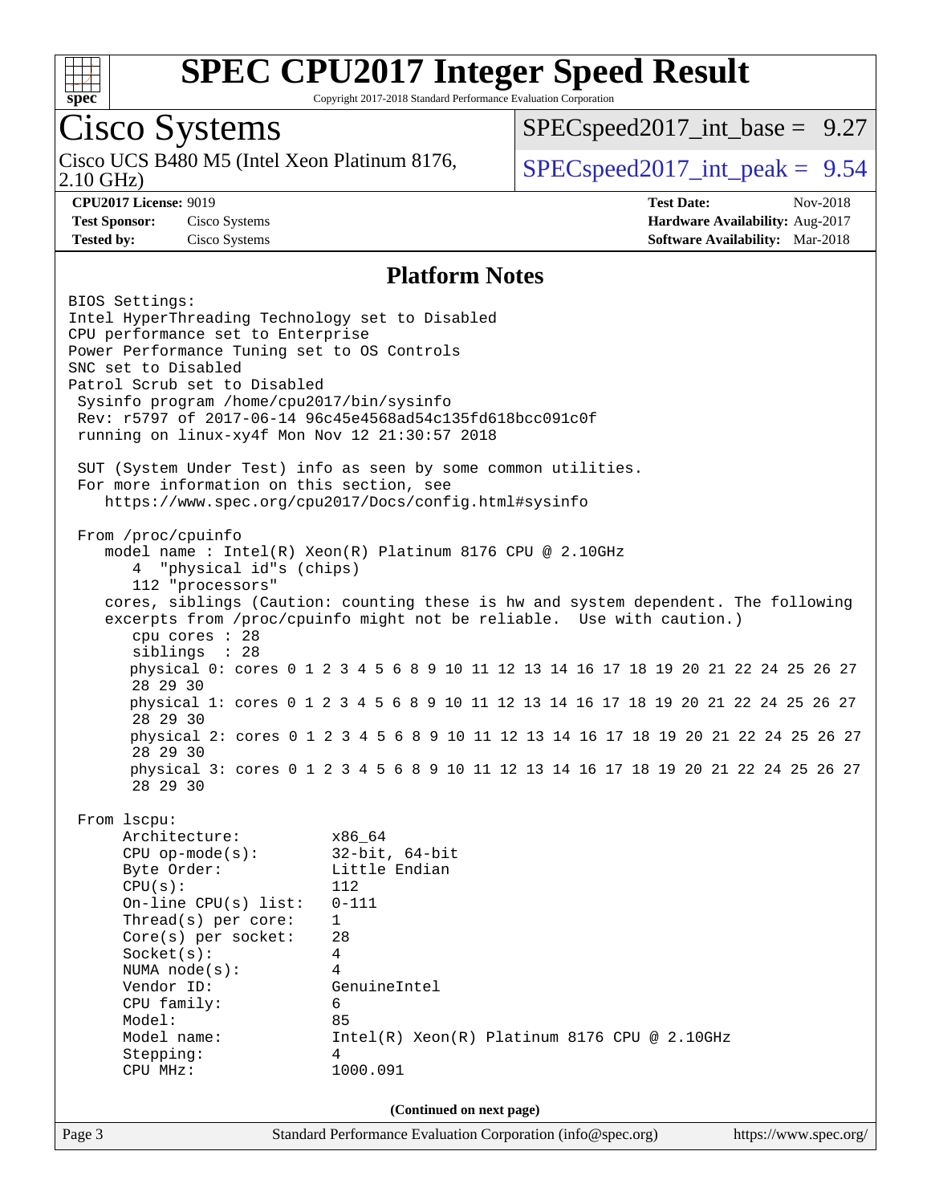# SPEC CPU2017 Integer Speed Result

Copyright 2017-2018 Standard Performance Evaluation Corporation

## Cisco Systems

Cisco UCS B480 M5 (Intel Xeon Platinum 8176, 2.10 GHz)

SPECspeed2017_int_base = 9.27

SPECspeed2017_int_peak = 9.54

**CPU2017 License:** 9019
**Test Sponsor:** Cisco Systems
**Tested by:** Cisco Systems

**Test Date:** Nov-2018
**Hardware Availability:** Aug-2017
**Software Availability:** Mar-2018

### Platform Notes

```
BIOS Settings:
Intel HyperThreading Technology set to Disabled
CPU performance set to Enterprise
Power Performance Tuning set to OS Controls
SNC set to Disabled
Patrol Scrub set to Disabled
 Sysinfo program /home/cpu2017/bin/sysinfo
 Rev: r5797 of 2017-06-14 96c45e4568ad54c135fd618bcc091c0f
 running on linux-xy4f Mon Nov 12 21:30:57 2018

 SUT (System Under Test) info as seen by some common utilities.
 For more information on this section, see
    https://www.spec.org/cpu2017/Docs/config.html#sysinfo

 From /proc/cpuinfo
    model name : Intel(R) Xeon(R) Platinum 8176 CPU @ 2.10GHz
       4  "physical id"s (chips)
       112 "processors"
    cores, siblings (Caution: counting these is hw and system dependent. The following
    excerpts from /proc/cpuinfo might not be reliable.  Use with caution.)
       cpu cores : 28
       siblings  : 28
       physical 0: cores 0 1 2 3 4 5 6 8 9 10 11 12 13 14 16 17 18 19 20 21 22 24 25 26 27
       28 29 30
       physical 1: cores 0 1 2 3 4 5 6 8 9 10 11 12 13 14 16 17 18 19 20 21 22 24 25 26 27
       28 29 30
       physical 2: cores 0 1 2 3 4 5 6 8 9 10 11 12 13 14 16 17 18 19 20 21 22 24 25 26 27
       28 29 30
       physical 3: cores 0 1 2 3 4 5 6 8 9 10 11 12 13 14 16 17 18 19 20 21 22 24 25 26 27
       28 29 30

 From lscpu:
      Architecture:          x86_64
      CPU op-mode(s):        32-bit, 64-bit
      Byte Order:            Little Endian
      CPU(s):                112
      On-line CPU(s) list:   0-111
      Thread(s) per core:    1
      Core(s) per socket:    28
      Socket(s):             4
      NUMA node(s):          4
      Vendor ID:             GenuineIntel
      CPU family:            6
      Model:                 85
      Model name:            Intel(R) Xeon(R) Platinum 8176 CPU @ 2.10GHz
      Stepping:              4
      CPU MHz:               1000.091
```

**(Continued on next page)**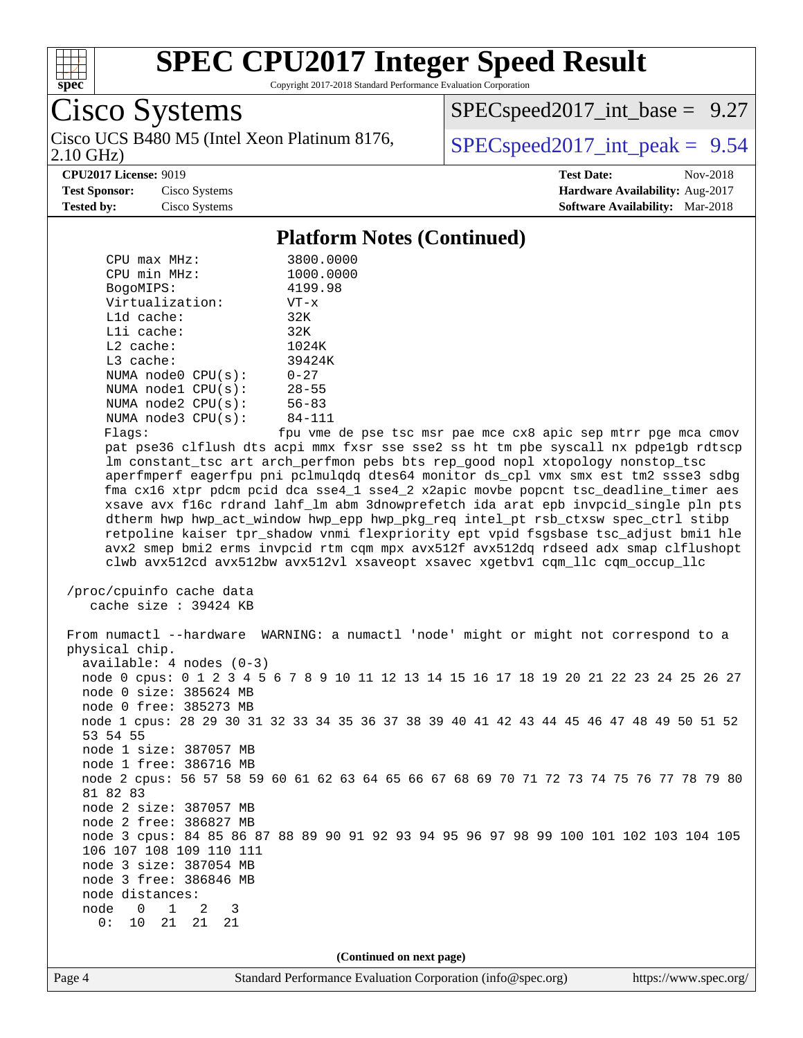# SPEC CPU2017 Integer Speed Result

Copyright 2017-2018 Standard Performance Evaluation Corporation

**Cisco Systems**

Cisco UCS B480 M5 (Intel Xeon Platinum 8176, 2.10 GHz)

SPECspeed2017_int_base = 9.27

SPECspeed2017_int_peak = 9.54

**CPU2017 License:** 9019
**Test Sponsor:** Cisco Systems
**Tested by:** Cisco Systems

**Test Date:** Nov-2018
**Hardware Availability:** Aug-2017
**Software Availability:** Mar-2018

## Platform Notes (Continued)

```
    CPU max MHz:           3800.0000
    CPU min MHz:           1000.0000
    BogoMIPS:              4199.98
    Virtualization:        VT-x
    L1d cache:             32K
    L1i cache:             32K
    L2 cache:              1024K
    L3 cache:              39424K
    NUMA node0 CPU(s):     0-27
    NUMA node1 CPU(s):     28-55
    NUMA node2 CPU(s):     56-83
    NUMA node3 CPU(s):     84-111
    Flags:                 fpu vme de pse tsc msr pae mce cx8 apic sep mtrr pge mca cmov
    pat pse36 clflush dts acpi mmx fxsr sse sse2 ss ht tm pbe syscall nx pdpe1gb rdtscp
    lm constant_tsc art arch_perfmon pebs bts rep_good nopl xtopology nonstop_tsc
    aperfmperf eagerfpu pni pclmulqdq dtes64 monitor ds_cpl vmx smx est tm2 ssse3 sdbg
    fma cx16 xtpr pdcm pcid dca sse4_1 sse4_2 x2apic movbe popcnt tsc_deadline_timer aes
    xsave avx f16c rdrand lahf_lm abm 3dnowprefetch ida arat epb invpcid_single pln pts
    dtherm hwp hwp_act_window hwp_epp hwp_pkg_req intel_pt rsb_ctxsw spec_ctrl stibp
    retpoline kaiser tpr_shadow vnmi flexpriority ept vpid fsgsbase tsc_adjust bmi1 hle
    avx2 smep bmi2 erms invpcid rtm cqm mpx avx512f avx512dq rdseed adx smap clflushopt
    clwb avx512cd avx512bw avx512vl xsaveopt xsavec xgetbv1 cqm_llc cqm_occup_llc

 /proc/cpuinfo cache data
    cache size : 39424 KB

 From numactl --hardware  WARNING: a numactl 'node' might or might not correspond to a
 physical chip.
   available: 4 nodes (0-3)
   node 0 cpus: 0 1 2 3 4 5 6 7 8 9 10 11 12 13 14 15 16 17 18 19 20 21 22 23 24 25 26 27
   node 0 size: 385624 MB
   node 0 free: 385273 MB
   node 1 cpus: 28 29 30 31 32 33 34 35 36 37 38 39 40 41 42 43 44 45 46 47 48 49 50 51 52
   53 54 55
   node 1 size: 387057 MB
   node 1 free: 386716 MB
   node 2 cpus: 56 57 58 59 60 61 62 63 64 65 66 67 68 69 70 71 72 73 74 75 76 77 78 79 80
   81 82 83
   node 2 size: 387057 MB
   node 2 free: 386827 MB
   node 3 cpus: 84 85 86 87 88 89 90 91 92 93 94 95 96 97 98 99 100 101 102 103 104 105
   106 107 108 109 110 111
   node 3 size: 387054 MB
   node 3 free: 386846 MB
   node distances:
   node   0   1   2   3
     0:  10  21  21  21
```

(Continued on next page)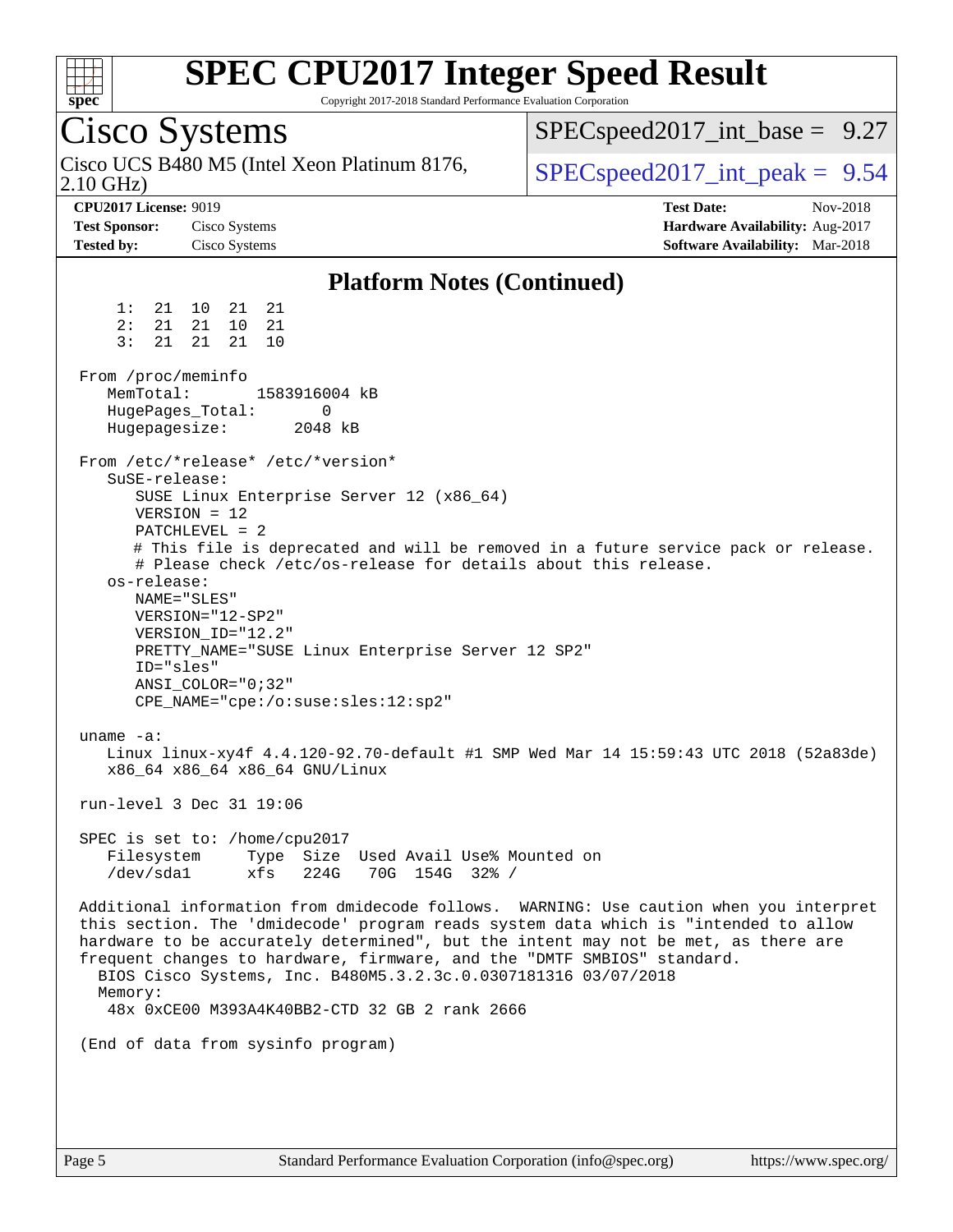# SPEC CPU2017 Integer Speed Result

Copyright 2017-2018 Standard Performance Evaluation Corporation

## Cisco Systems

Cisco UCS B480 M5 (Intel Xeon Platinum 8176, 2.10 GHz)

SPECspeed2017_int_base = 9.27

SPECspeed2017_int_peak = 9.54

**CPU2017 License:** 9019
**Test Sponsor:** Cisco Systems
**Tested by:** Cisco Systems

**Test Date:** Nov-2018
**Hardware Availability:** Aug-2017
**Software Availability:** Mar-2018

### Platform Notes (Continued)

```
     1:  21  10  21  21
     2:  21  21  10  21
     3:  21  21  21  10

 From /proc/meminfo
    MemTotal:       1583916004 kB
    HugePages_Total:       0
    Hugepagesize:       2048 kB

 From /etc/*release* /etc/*version*
    SuSE-release:
       SUSE Linux Enterprise Server 12 (x86_64)
       VERSION = 12
       PATCHLEVEL = 2
       # This file is deprecated and will be removed in a future service pack or release.
       # Please check /etc/os-release for details about this release.
    os-release:
       NAME="SLES"
       VERSION="12-SP2"
       VERSION_ID="12.2"
       PRETTY_NAME="SUSE Linux Enterprise Server 12 SP2"
       ID="sles"
       ANSI_COLOR="0;32"
       CPE_NAME="cpe:/o:suse:sles:12:sp2"

 uname -a:
    Linux linux-xy4f 4.4.120-92.70-default #1 SMP Wed Mar 14 15:59:43 UTC 2018 (52a83de)
    x86_64 x86_64 x86_64 GNU/Linux

 run-level 3 Dec 31 19:06

 SPEC is set to: /home/cpu2017
    Filesystem     Type  Size  Used Avail Use% Mounted on
    /dev/sda1      xfs   224G   70G  154G  32% /

 Additional information from dmidecode follows.  WARNING: Use caution when you interpret
 this section. The 'dmidecode' program reads system data which is "intended to allow
 hardware to be accurately determined", but the intent may not be met, as there are
 frequent changes to hardware, firmware, and the "DMTF SMBIOS" standard.
   BIOS Cisco Systems, Inc. B480M5.3.2.3c.0.0307181316 03/07/2018
   Memory:
    48x 0xCE00 M393A4K40BB2-CTD 32 GB 2 rank 2666

 (End of data from sysinfo program)
```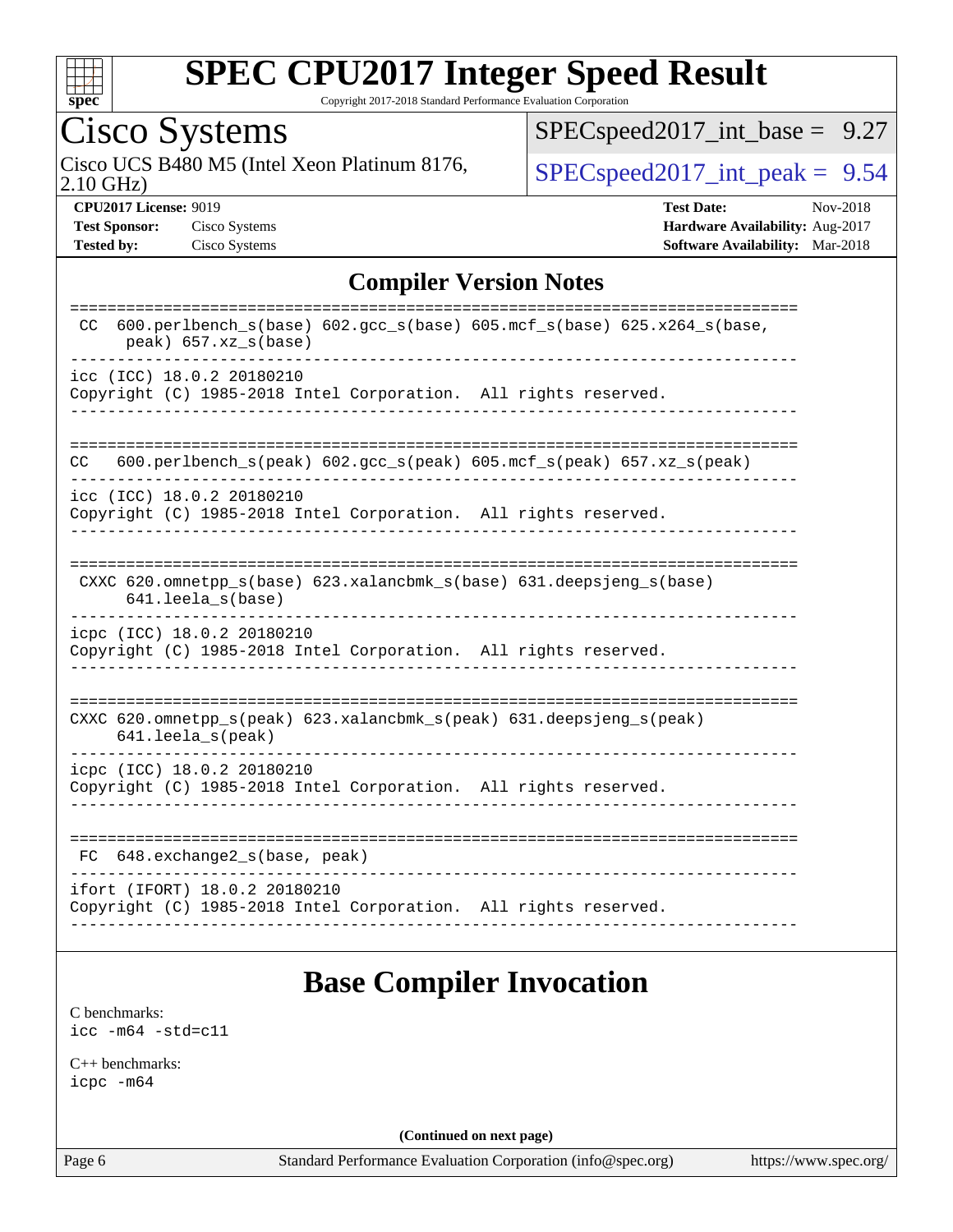# SPEC CPU2017 Integer Speed Result

Copyright 2017-2018 Standard Performance Evaluation Corporation

## Cisco Systems

Cisco UCS B480 M5 (Intel Xeon Platinum 8176, 2.10 GHz)

SPECspeed2017_int_base = 9.27

SPECspeed2017_int_peak = 9.54

**CPU2017 License:** 9019
**Test Sponsor:** Cisco Systems
**Tested by:** Cisco Systems

**Test Date:** Nov-2018
**Hardware Availability:** Aug-2017
**Software Availability:** Mar-2018

## Compiler Version Notes

```
==============================================================================
 CC  600.perlbench_s(base) 602.gcc_s(base) 605.mcf_s(base) 625.x264_s(base,
      peak) 657.xz_s(base)
------------------------------------------------------------------------------
icc (ICC) 18.0.2 20180210
Copyright (C) 1985-2018 Intel Corporation.  All rights reserved.
------------------------------------------------------------------------------

==============================================================================
CC   600.perlbench_s(peak) 602.gcc_s(peak) 605.mcf_s(peak) 657.xz_s(peak)
------------------------------------------------------------------------------
icc (ICC) 18.0.2 20180210
Copyright (C) 1985-2018 Intel Corporation.  All rights reserved.
------------------------------------------------------------------------------

==============================================================================
 CXXC 620.omnetpp_s(base) 623.xalancbmk_s(base) 631.deepsjeng_s(base)
      641.leela_s(base)
------------------------------------------------------------------------------
icpc (ICC) 18.0.2 20180210
Copyright (C) 1985-2018 Intel Corporation.  All rights reserved.
------------------------------------------------------------------------------

==============================================================================
CXXC 620.omnetpp_s(peak) 623.xalancbmk_s(peak) 631.deepsjeng_s(peak)
     641.leela_s(peak)
------------------------------------------------------------------------------
icpc (ICC) 18.0.2 20180210
Copyright (C) 1985-2018 Intel Corporation.  All rights reserved.
------------------------------------------------------------------------------

==============================================================================
 FC  648.exchange2_s(base, peak)
------------------------------------------------------------------------------
ifort (IFORT) 18.0.2 20180210
Copyright (C) 1985-2018 Intel Corporation.  All rights reserved.
------------------------------------------------------------------------------
```

## Base Compiler Invocation

C benchmarks:
icc -m64 -std=c11

C++ benchmarks:
icpc -m64

**(Continued on next page)**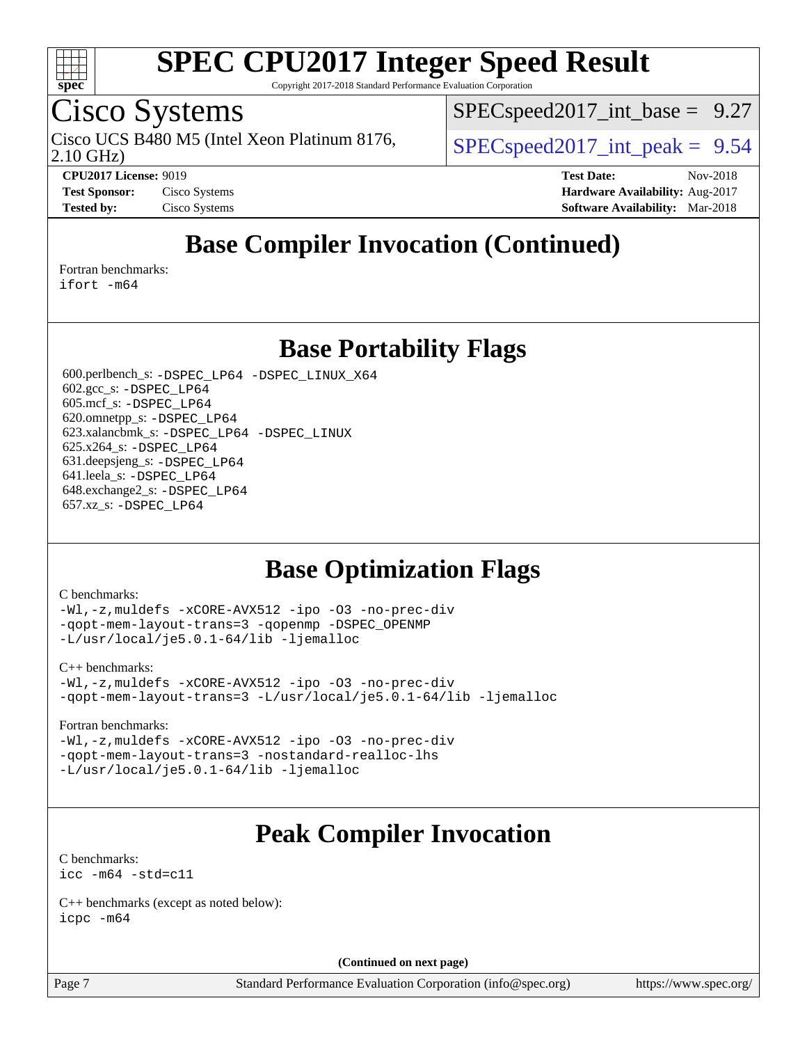# SPEC CPU2017 Integer Speed Result

Copyright 2017-2018 Standard Performance Evaluation Corporation

## Cisco Systems

Cisco UCS B480 M5 (Intel Xeon Platinum 8176, 2.10 GHz)

SPECspeed2017_int_base = 9.27

SPECspeed2017_int_peak = 9.54

**CPU2017 License:** 9019
**Test Sponsor:** Cisco Systems
**Tested by:** Cisco Systems

**Test Date:** Nov-2018
**Hardware Availability:** Aug-2017
**Software Availability:** Mar-2018

## Base Compiler Invocation (Continued)

Fortran benchmarks:
```
ifort -m64
```

## Base Portability Flags

600.perlbench_s: `-DSPEC_LP64 -DSPEC_LINUX_X64`
602.gcc_s: `-DSPEC_LP64`
605.mcf_s: `-DSPEC_LP64`
620.omnetpp_s: `-DSPEC_LP64`
623.xalancbmk_s: `-DSPEC_LP64 -DSPEC_LINUX`
625.x264_s: `-DSPEC_LP64`
631.deepsjeng_s: `-DSPEC_LP64`
641.leela_s: `-DSPEC_LP64`
648.exchange2_s: `-DSPEC_LP64`
657.xz_s: `-DSPEC_LP64`

## Base Optimization Flags

C benchmarks:
```
-Wl,-z,muldefs -xCORE-AVX512 -ipo -O3 -no-prec-div
-qopt-mem-layout-trans=3 -qopenmp -DSPEC_OPENMP
-L/usr/local/je5.0.1-64/lib -ljemalloc
```

C++ benchmarks:
```
-Wl,-z,muldefs -xCORE-AVX512 -ipo -O3 -no-prec-div
-qopt-mem-layout-trans=3 -L/usr/local/je5.0.1-64/lib -ljemalloc
```

Fortran benchmarks:
```
-Wl,-z,muldefs -xCORE-AVX512 -ipo -O3 -no-prec-div
-qopt-mem-layout-trans=3 -nostandard-realloc-lhs
-L/usr/local/je5.0.1-64/lib -ljemalloc
```

## Peak Compiler Invocation

C benchmarks:
```
icc -m64 -std=c11
```

C++ benchmarks (except as noted below):
```
icpc -m64
```

**(Continued on next page)**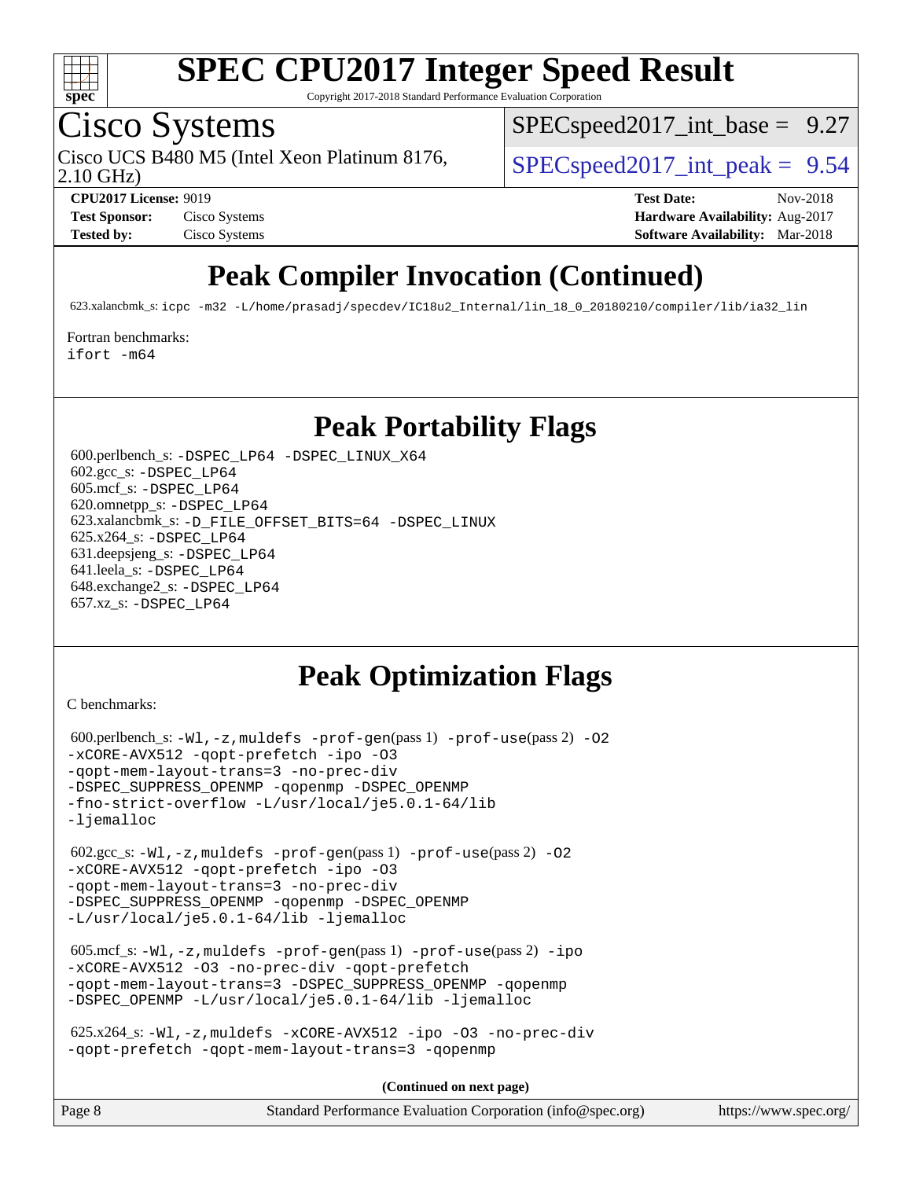# SPEC CPU2017 Integer Speed Result

Copyright 2017-2018 Standard Performance Evaluation Corporation

## Cisco Systems

Cisco UCS B480 M5 (Intel Xeon Platinum 8176, 2.10 GHz)

SPECspeed2017_int_base = 9.27

SPECspeed2017_int_peak = 9.54

**CPU2017 License:** 9019
**Test Sponsor:** Cisco Systems
**Tested by:** Cisco Systems

**Test Date:** Nov-2018
**Hardware Availability:** Aug-2017
**Software Availability:** Mar-2018

## Peak Compiler Invocation (Continued)

623.xalancbmk_s: icpc -m32 -L/home/prasadj/specdev/IC18u2_Internal/lin_18_0_20180210/compiler/lib/ia32_lin

Fortran benchmarks:
ifort -m64

## Peak Portability Flags

600.perlbench_s: -DSPEC_LP64 -DSPEC_LINUX_X64
602.gcc_s: -DSPEC_LP64
605.mcf_s: -DSPEC_LP64
620.omnetpp_s: -DSPEC_LP64
623.xalancbmk_s: -D_FILE_OFFSET_BITS=64 -DSPEC_LINUX
625.x264_s: -DSPEC_LP64
631.deepsjeng_s: -DSPEC_LP64
641.leela_s: -DSPEC_LP64
648.exchange2_s: -DSPEC_LP64
657.xz_s: -DSPEC_LP64

## Peak Optimization Flags

C benchmarks:

600.perlbench_s: -Wl,-z,muldefs -prof-gen(pass 1) -prof-use(pass 2) -O2 -xCORE-AVX512 -qopt-prefetch -ipo -O3 -qopt-mem-layout-trans=3 -no-prec-div -DSPEC_SUPPRESS_OPENMP -qopenmp -DSPEC_OPENMP -fno-strict-overflow -L/usr/local/je5.0.1-64/lib -ljemalloc

602.gcc_s: -Wl,-z,muldefs -prof-gen(pass 1) -prof-use(pass 2) -O2 -xCORE-AVX512 -qopt-prefetch -ipo -O3 -qopt-mem-layout-trans=3 -no-prec-div -DSPEC_SUPPRESS_OPENMP -qopenmp -DSPEC_OPENMP -L/usr/local/je5.0.1-64/lib -ljemalloc

605.mcf_s: -Wl,-z,muldefs -prof-gen(pass 1) -prof-use(pass 2) -ipo -xCORE-AVX512 -O3 -no-prec-div -qopt-prefetch -qopt-mem-layout-trans=3 -DSPEC_SUPPRESS_OPENMP -qopenmp -DSPEC_OPENMP -L/usr/local/je5.0.1-64/lib -ljemalloc

625.x264_s: -Wl,-z,muldefs -xCORE-AVX512 -ipo -O3 -no-prec-div -qopt-prefetch -qopt-mem-layout-trans=3 -qopenmp

**(Continued on next page)**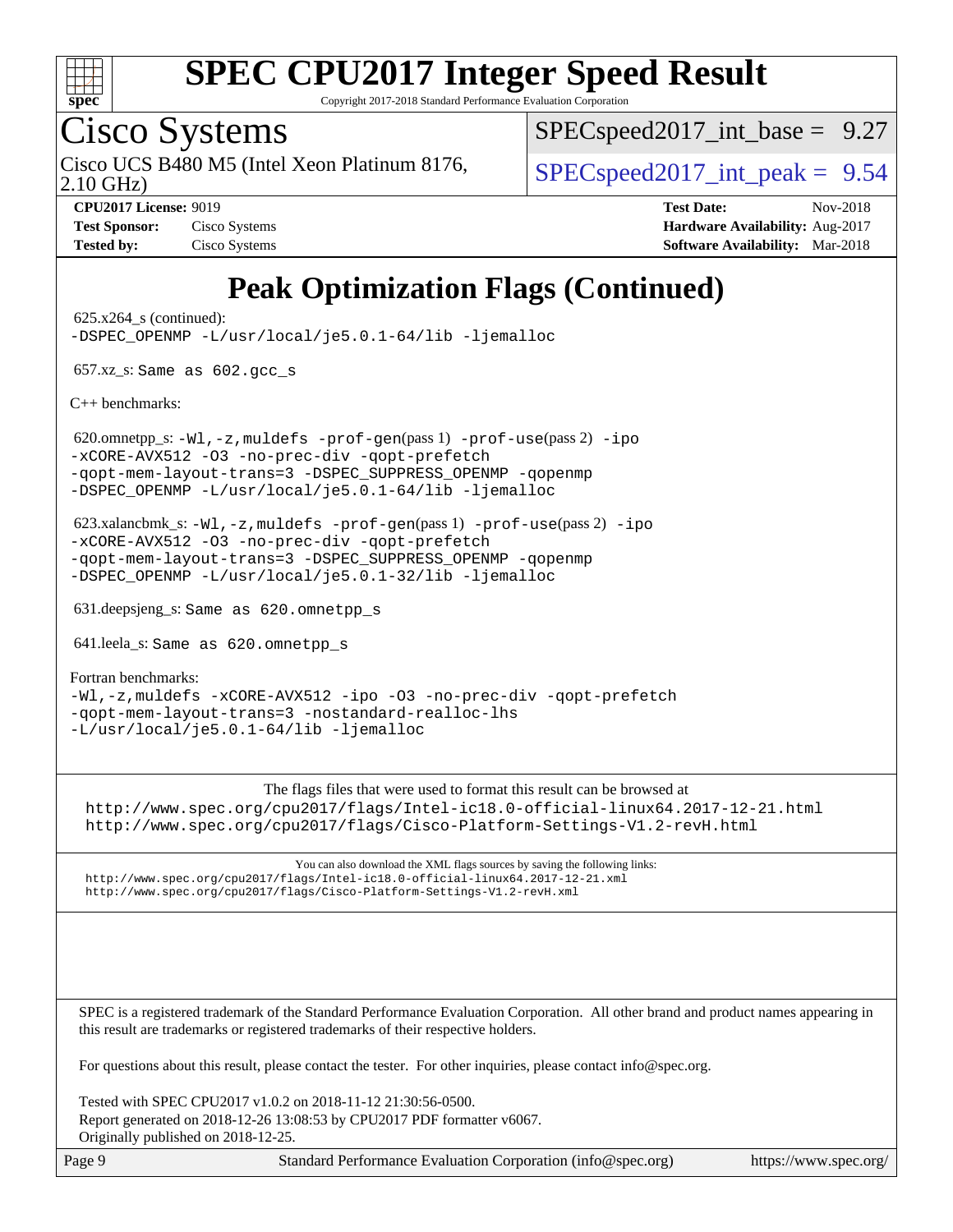# Peak Optimization Flags (Continued)

625.x264_s (continued):
`-DSPEC_OPENMP -L/usr/local/je5.0.1-64/lib -ljemalloc`

657.xz_s: Same as 602.gcc_s

C++ benchmarks:

620.omnetpp_s: `-Wl,-z,muldefs -prof-gen`(pass 1) `-prof-use`(pass 2) `-ipo -xCORE-AVX512 -O3 -no-prec-div -qopt-prefetch -qopt-mem-layout-trans=3 -DSPEC_SUPPRESS_OPENMP -qopenmp -DSPEC_OPENMP -L/usr/local/je5.0.1-64/lib -ljemalloc`

623.xalancbmk_s: `-Wl,-z,muldefs -prof-gen`(pass 1) `-prof-use`(pass 2) `-ipo -xCORE-AVX512 -O3 -no-prec-div -qopt-prefetch -qopt-mem-layout-trans=3 -DSPEC_SUPPRESS_OPENMP -qopenmp -DSPEC_OPENMP -L/usr/local/je5.0.1-32/lib -ljemalloc`

631.deepsjeng_s: Same as 620.omnetpp_s

641.leela_s: Same as 620.omnetpp_s

Fortran benchmarks:
`-Wl,-z,muldefs -xCORE-AVX512 -ipo -O3 -no-prec-div -qopt-prefetch -qopt-mem-layout-trans=3 -nostandard-realloc-lhs -L/usr/local/je5.0.1-64/lib -ljemalloc`

The flags files that were used to format this result can be browsed at
http://www.spec.org/cpu2017/flags/Intel-ic18.0-official-linux64.2017-12-21.html
http://www.spec.org/cpu2017/flags/Cisco-Platform-Settings-V1.2-revH.html

You can also download the XML flags sources by saving the following links:
http://www.spec.org/cpu2017/flags/Intel-ic18.0-official-linux64.2017-12-21.xml
http://www.spec.org/cpu2017/flags/Cisco-Platform-Settings-V1.2-revH.xml

SPEC is a registered trademark of the Standard Performance Evaluation Corporation. All other brand and product names appearing in this result are trademarks or registered trademarks of their respective holders.

For questions about this result, please contact the tester. For other inquiries, please contact info@spec.org.

Tested with SPEC CPU2017 v1.0.2 on 2018-11-12 21:30:56-0500.
Report generated on 2018-12-26 13:08:53 by CPU2017 PDF formatter v6067.
Originally published on 2018-12-25.